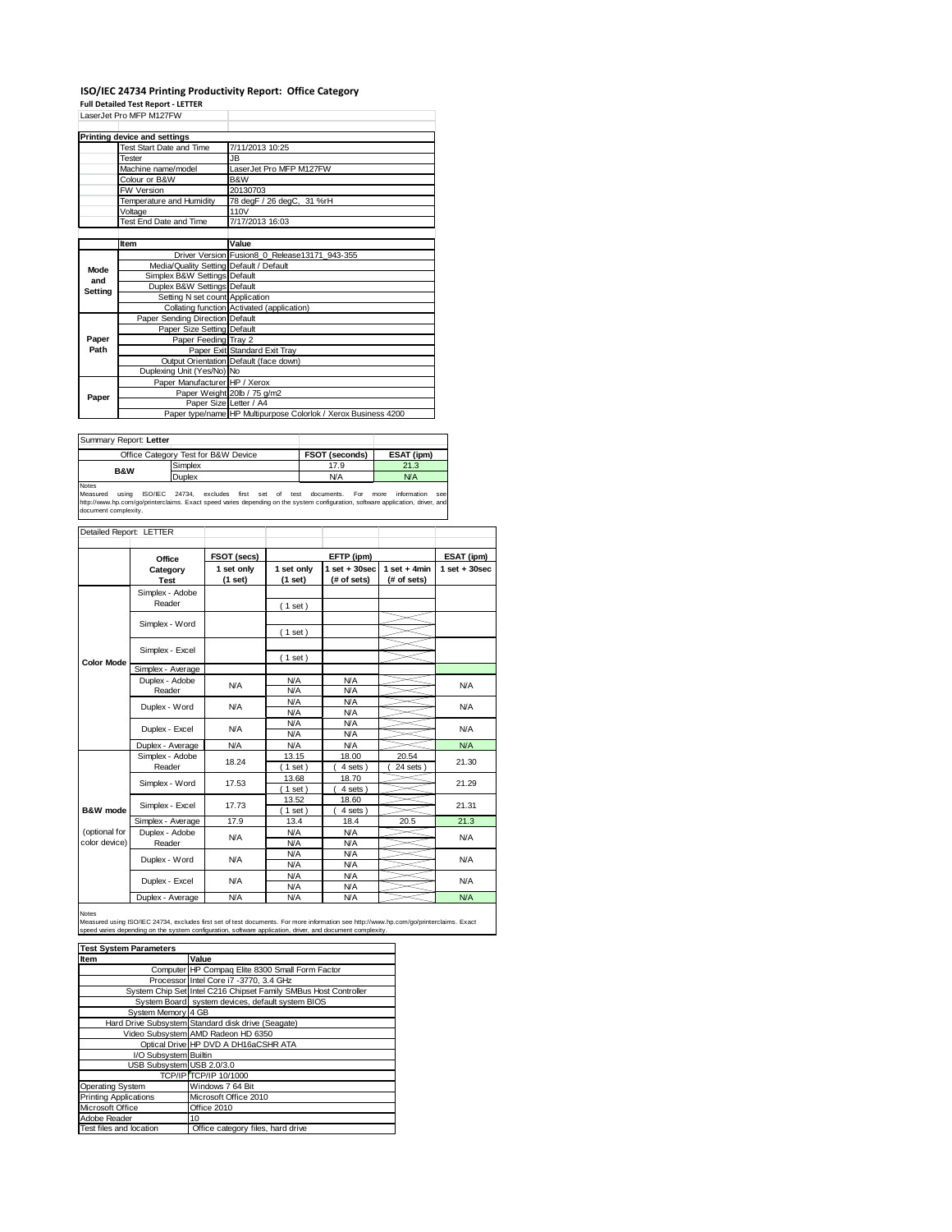# ISO/IEC 24734 Printing Productivity Report: Office Category

**Full Detailed Test Report - LETTER**

LaserJet Pro MFP M127FW

| Printing device and settings | |
|---|---|
| Test Start Date and Time | 7/11/2013 10:25 |
| Tester | JB |
| Machine name/model | LaserJet Pro MFP M127FW |
| Colour or B&W | B&W |
| FW Version | 20130703 |
| Temperature and Humidity | 78 degF / 26 degC, 31 %rH |
| Voltage | 110V |
| Test End Date and Time | 7/17/2013 16:03 |

| | Item | Value |
|---|---|---|
| Mode and Setting | Driver Version | Fusion8_0_Release13171_943-355 |
| | Media/Quality Setting | Default / Default |
| | Simplex B&W Settings | Default |
| | Duplex B&W Settings | Default |
| | Setting N set count | Application |
| | Collating function | Activated (application) |
| Paper Path | Paper Sending Direction | Default |
| | Paper Size Setting | Default |
| | Paper Feeding | Tray 2 |
| | Paper Exit | Standard Exit Tray |
| | Output Orientation | Default (face down) |
| | Duplexing Unit (Yes/No) | No |
| Paper | Paper Manufacturer | HP / Xerox |
| | Paper Weight | 20lb / 75 g/m2 |
| | Paper Size | Letter / A4 |
| | Paper type/name | HP Multipurpose Colorlok / Xerox Business 4200 |

Summary Report: **Letter**

| Office Category Test for B&W Device | | FSOT (seconds) | ESAT (ipm) |
|---|---|---|---|
| B&W | Simplex | 17.9 | 21.3 |
| | Duplex | N/A | N/A |

Notes
Measured using ISO/IEC 24734, excludes first set of test documents. For more information see http://www.hp.com/go/printerclaims. Exact speed varies depending on the system configuration, software application, driver, and document complexity.

Detailed Report: LETTER

| | Office Category Test | FSOT (secs) 1 set only (1 set) | EFTP (ipm) 1 set only (1 set) | EFTP (ipm) 1 set + 30sec (# of sets) | EFTP (ipm) 1 set + 4min (# of sets) | ESAT (ipm) 1 set + 30sec |
|---|---|---|---|---|---|---|
| Color Mode | Simplex - Adobe Reader | | ( 1 set ) | | | |
| | Simplex - Word | | ( 1 set ) | | | |
| | Simplex - Excel | | ( 1 set ) | | | |
| | Simplex - Average | | | | | |
| | Duplex - Adobe Reader | N/A | N/A<br>N/A | N/A<br>N/A | | N/A |
| | Duplex - Word | N/A | N/A<br>N/A | N/A<br>N/A | | N/A |
| | Duplex - Excel | N/A | N/A<br>N/A | N/A<br>N/A | | N/A |
| | Duplex - Average | N/A | N/A | N/A | | N/A |
| B&W mode (optional for color device) | Simplex - Adobe Reader | 18.24 | 13.15<br>( 1 set ) | 18.00<br>( 4 sets ) | 20.54<br>( 24 sets ) | 21.30 |
| | Simplex - Word | 17.53 | 13.68<br>( 1 set ) | 18.70<br>( 4 sets ) | | 21.29 |
| | Simplex - Excel | 17.73 | 13.52<br>( 1 set ) | 18.60<br>( 4 sets ) | | 21.31 |
| | Simplex - Average | 17.9 | 13.4 | 18.4 | 20.5 | 21.3 |
| | Duplex - Adobe Reader | N/A | N/A<br>N/A | N/A<br>N/A | | N/A |
| | Duplex - Word | N/A | N/A<br>N/A | N/A<br>N/A | | N/A |
| | Duplex - Excel | N/A | N/A<br>N/A | N/A<br>N/A | | N/A |
| | Duplex - Average | N/A | N/A | N/A | | N/A |

Notes
Measured using ISO/IEC 24734, excludes first set of test documents. For more information see http://www.hp.com/go/printerclaims. Exact speed varies depending on the system configuration, software application, driver, and document complexity.

| Test System Parameters | |
|---|---|
| **Item** | **Value** |
| Computer | HP Compaq Elite 8300 Small Form Factor |
| Processor | Intel Core i7 -3770, 3.4 GHz |
| System Chip Set | Intel C216 Chipset Family SMBus Host Controller |
| System Board | system devices, default system BIOS |
| System Memory | 4 GB |
| Hard Drive Subsystem | Standard disk drive (Seagate) |
| Video Subsystem | AMD Radeon HD 6350 |
| Optical Drive | HP DVD A DH16aCSHR ATA |
| I/O Subsystem | Builtin |
| USB Subsystem | USB 2.0/3.0 |
| TCP/IP | TCP/IP 10/1000 |
| Operating System | Windows 7 64 Bit |
| Printing Applications | Microsoft Office 2010 |
| Microsoft Office | Office 2010 |
| Adobe Reader | 10 |
| Test files and location | Office category files, hard drive |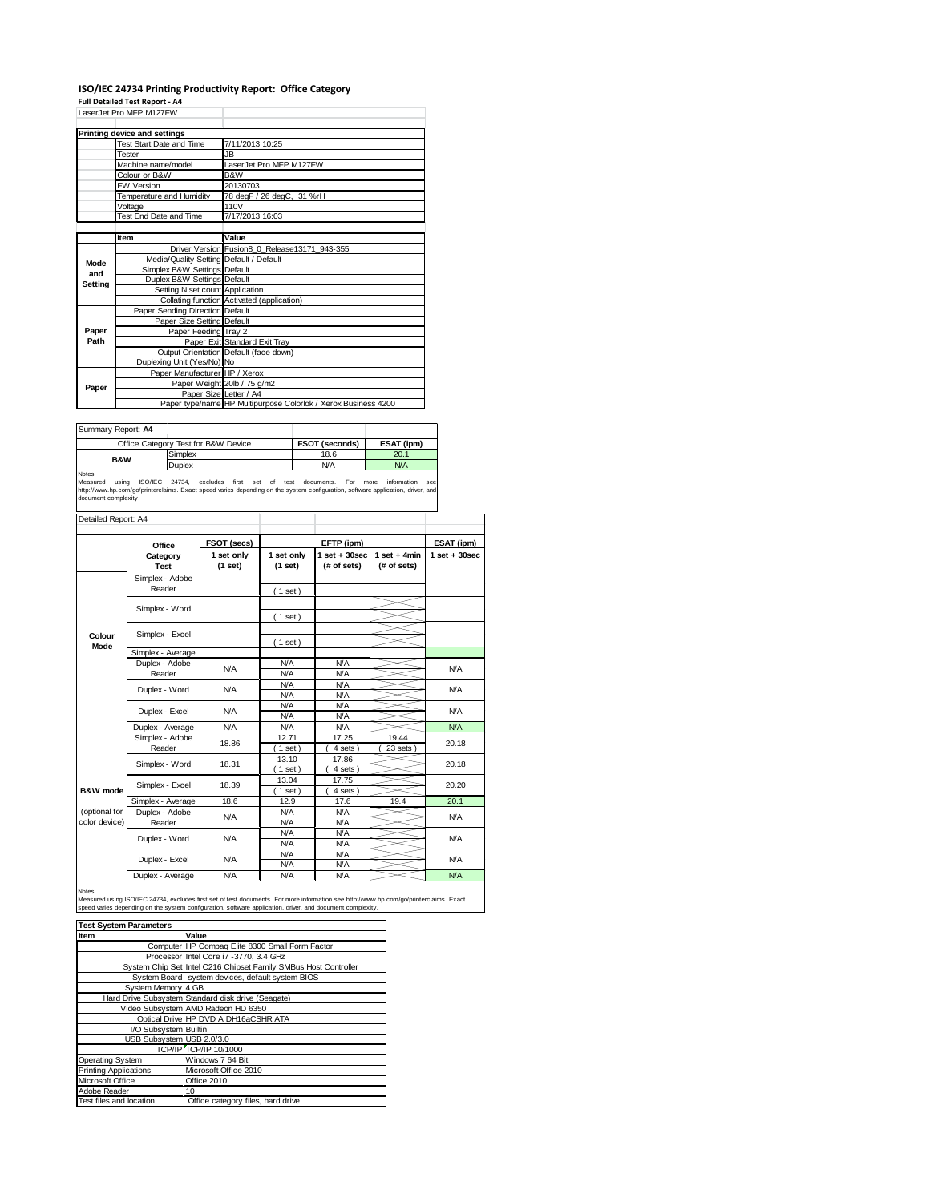# ISO/IEC 24734 Printing Productivity Report: Office Category

**Full Detailed Test Report - A4**

LaserJet Pro MFP M127FW

| Printing device and settings | |
|---|---|
| Test Start Date and Time | 7/11/2013 10:25 |
| Tester | JB |
| Machine name/model | LaserJet Pro MFP M127FW |
| Colour or B&W | B&W |
| FW Version | 20130703 |
| Temperature and Humidity | 78 degF / 26 degC, 31 %rH |
| Voltage | 110V |
| Test End Date and Time | 7/17/2013 16:03 |

| | Item | Value |
|---|---|---|
| Mode and Setting | Driver Version | Fusion8_0_Release13171_943-355 |
| | Media/Quality Setting | Default / Default |
| | Simplex B&W Settings | Default |
| | Duplex B&W Settings | Default |
| | Setting N set count | Application |
| | Collating function | Activated (application) |
| Paper Path | Paper Sending Direction | Default |
| | Paper Size Setting | Default |
| | Paper Feeding | Tray 2 |
| | Paper Exit | Standard Exit Tray |
| | Output Orientation | Default (face down) |
| | Duplexing Unit (Yes/No) | No |
| Paper | Paper Manufacturer | HP / Xerox |
| | Paper Weight | 20lb / 75 g/m2 |
| | Paper Size | Letter / A4 |
| | Paper type/name | HP Multipurpose Colorlok / Xerox Business 4200 |

Summary Report: **A4**

| Office Category Test for B&W Device | | FSOT (seconds) | ESAT (ipm) |
|---|---|---|---|
| B&W | Simplex | 18.6 | 20.1 |
| | Duplex | N/A | N/A |

Notes
Measured using ISO/IEC 24734, excludes first set of test documents. For more information see http://www.hp.com/go/printerclaims. Exact speed varies depending on the system configuration, software application, driver, and document complexity.

Detailed Report: A4

| | Office Category Test | FSOT (secs) 1 set only (1 set) | EFTP (ipm) 1 set only (1 set) | EFTP (ipm) 1 set + 30sec (# of sets) | EFTP (ipm) 1 set + 4min (# of sets) | ESAT (ipm) 1 set + 30sec |
|---|---|---|---|---|---|---|
| Colour Mode | Simplex - Adobe Reader | | ( 1 set ) | | | |
| | Simplex - Word | | ( 1 set ) | | | |
| | Simplex - Excel | | ( 1 set ) | | | |
| | Simplex - Average | | | | | |
| | Duplex - Adobe Reader | N/A | N/A / N/A | N/A / N/A | | N/A |
| | Duplex - Word | N/A | N/A / N/A | N/A / N/A | | N/A |
| | Duplex - Excel | N/A | N/A / N/A | N/A / N/A | | N/A |
| | Duplex - Average | N/A | N/A | N/A | | N/A |
| B&W mode (optional for color device) | Simplex - Adobe Reader | 18.86 | 12.71 ( 1 set ) | 17.25 ( 4 sets ) | 19.44 ( 23 sets ) | 20.18 |
| | Simplex - Word | 18.31 | 13.10 ( 1 set ) | 17.86 ( 4 sets ) | | 20.18 |
| | Simplex - Excel | 18.39 | 13.04 ( 1 set ) | 17.75 ( 4 sets ) | | 20.20 |
| | Simplex - Average | 18.6 | 12.9 | 17.6 | 19.4 | 20.1 |
| | Duplex - Adobe Reader | N/A | N/A / N/A | N/A / N/A | | N/A |
| | Duplex - Word | N/A | N/A / N/A | N/A / N/A | | N/A |
| | Duplex - Excel | N/A | N/A / N/A | N/A / N/A | | N/A |
| | Duplex - Average | N/A | N/A | N/A | | N/A |

Notes
Measured using ISO/IEC 24734, excludes first set of test documents. For more information see http://www.hp.com/go/printerclaims. Exact speed varies depending on the system configuration, software application, driver, and document complexity.

| Test System Parameters | |
|---|---|
| **Item** | **Value** |
| Computer | HP Compaq Elite 8300 Small Form Factor |
| Processor | Intel Core i7 -3770, 3.4 GHz |
| System Chip Set | Intel C216 Chipset Family SMBus Host Controller |
| System Board | system devices, default system BIOS |
| System Memory | 4 GB |
| Hard Drive Subsystem | Standard disk drive (Seagate) |
| Video Subsystem | AMD Radeon HD 6350 |
| Optical Drive | HP DVD A DH16aCSHR ATA |
| I/O Subsystem | Builtin |
| USB Subsystem | USB 2.0/3.0 |
| TCP/IP | TCP/IP 10/1000 |
| Operating System | Windows 7 64 Bit |
| Printing Applications | Microsoft Office 2010 |
| Microsoft Office | Office 2010 |
| Adobe Reader | 10 |
| Test files and location | Office category files, hard drive |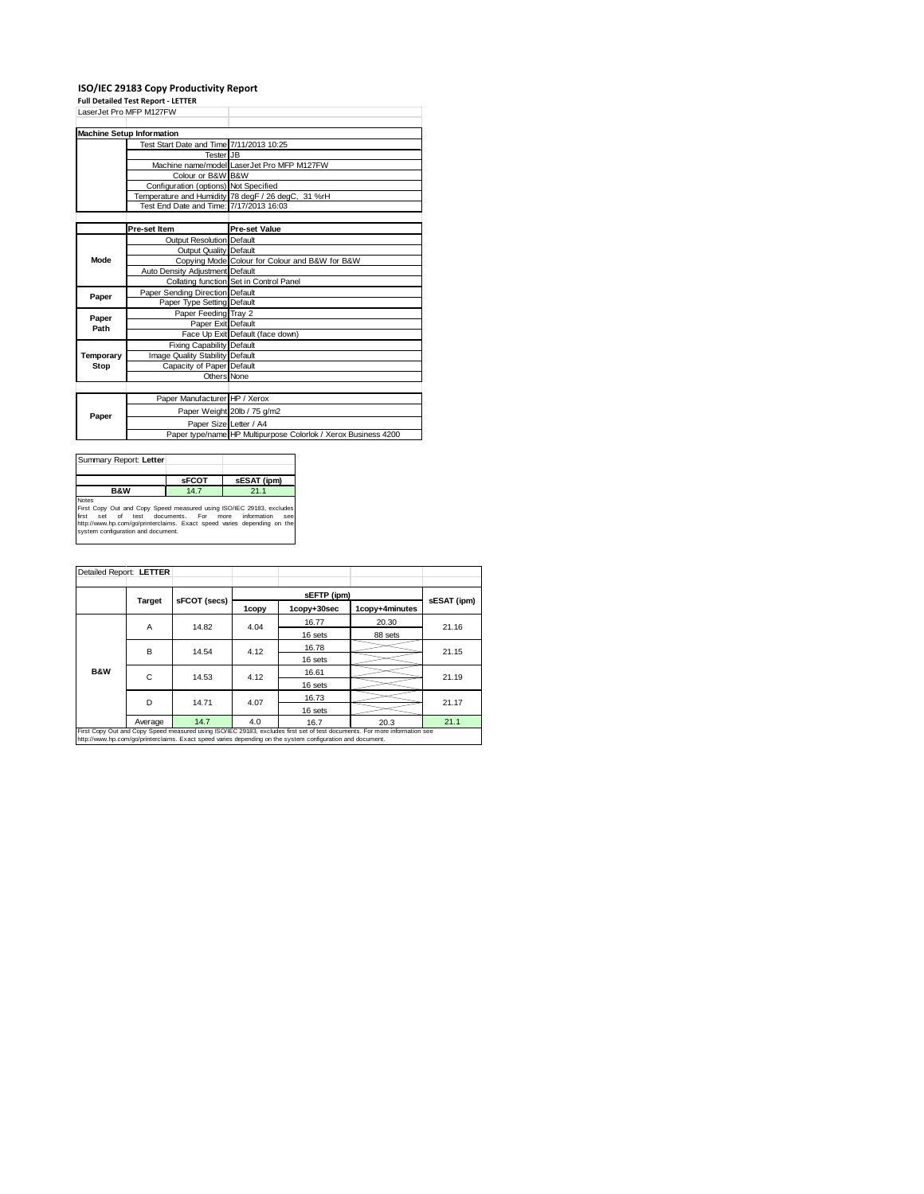# ISO/IEC 29183 Copy Productivity Report

**Full Detailed Test Report - LETTER**

LaserJet Pro MFP M127FW

| Machine Setup Information | | |
|---|---|---|
| | Test Start Date and Time | 7/11/2013 10:25 |
| | Tester | JB |
| | Machine name/model | LaserJet Pro MFP M127FW |
| | Colour or B&W | B&W |
| | Configuration (options) | Not Specified |
| | Temperature and Humidity | 78 degF / 26 degC, 31 %rH |
| | Test End Date and Time: | 7/17/2013 16:03 |

| | Pre-set Item | Pre-set Value |
|---|---|---|
| Mode | Output Resolution | Default |
| | Output Quality | Default |
| | Copying Mode | Colour for Colour and B&W for B&W |
| | Auto Density Adjustment | Default |
| | Collating function | Set in Control Panel |
| Paper | Paper Sending Direction | Default |
| | Paper Type Setting | Default |
| Paper Path | Paper Feeding | Tray 2 |
| | Paper Exit | Default |
| | Face Up Exit | Default (face down) |
| Temporary Stop | Fixing Capability | Default |
| | Image Quality Stability | Default |
| | Capacity of Paper | Default |
| | Others | None |

| | | |
|---|---|---|
| Paper | Paper Manufacturer | HP / Xerox |
| | Paper Weight | 20lb / 75 g/m2 |
| | Paper Size | Letter / A4 |
| | Paper type/name | HP Multipurpose Colorlok / Xerox Business 4200 |

Summary Report: **Letter**

| | sFCOT | sESAT (ipm) |
|---|---|---|
| B&W | 14.7 | 21.1 |

Notes
First Copy Out and Copy Speed measured using ISO/IEC 29183, excludes first set of test documents. For more information see http://www.hp.com/go/printerclaims. Exact speed varies depending on the system configuration and document.

Detailed Report: **LETTER**

| | Target | sFCOT (secs) | sEFTP (ipm) | | | sESAT (ipm) |
|---|---|---|---|---|---|---|
| | | | 1copy | 1copy+30sec | 1copy+4minutes | |
| B&W | A | 14.82 | 4.04 | 16.77 / 16 sets | 20.30 / 88 sets | 21.16 |
| | B | 14.54 | 4.12 | 16.78 / 16 sets | | 21.15 |
| | C | 14.53 | 4.12 | 16.61 / 16 sets | | 21.19 |
| | D | 14.71 | 4.07 | 16.73 / 16 sets | | 21.17 |
| | Average | 14.7 | 4.0 | 16.7 | 20.3 | 21.1 |

First Copy Out and Copy Speed measured using ISO/IEC 29183, excludes first set of test documents. For more information see http://www.hp.com/go/printerclaims. Exact speed varies depending on the system configuration and document.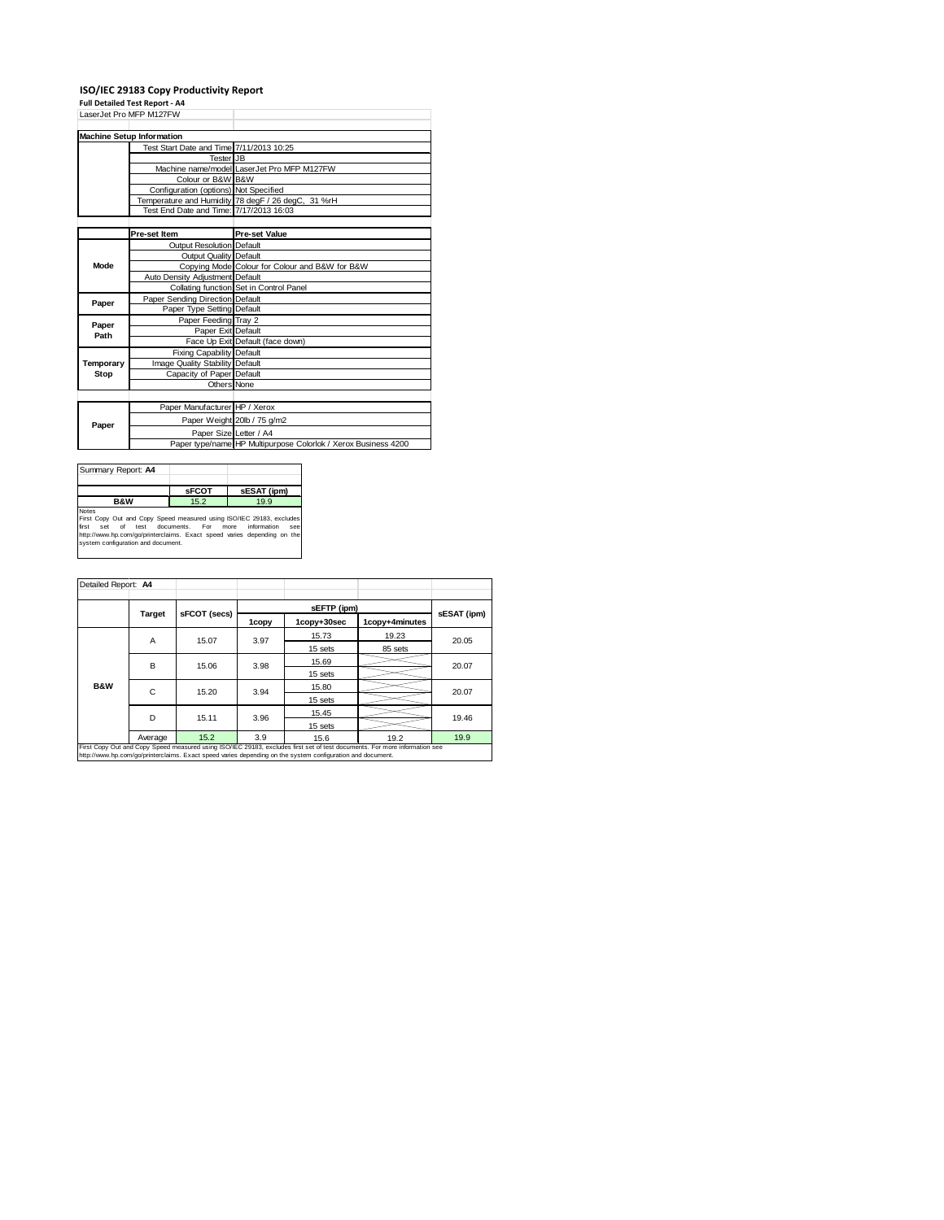# ISO/IEC 29183 Copy Productivity Report

**Full Detailed Test Report - A4**

LaserJet Pro MFP M127FW

| Machine Setup Information | | |
|---|---|---|
| | Test Start Date and Time | 7/11/2013 10:25 |
| | Tester | JB |
| | Machine name/model | LaserJet Pro MFP M127FW |
| | Colour or B&W | B&W |
| | Configuration (options) | Not Specified |
| | Temperature and Humidity | 78 degF / 26 degC, 31 %rH |
| | Test End Date and Time: | 7/17/2013 16:03 |

| | Pre-set Item | Pre-set Value |
|---|---|---|
| Mode | Output Resolution | Default |
| | Output Quality | Default |
| | Copying Mode | Colour for Colour and B&W for B&W |
| | Auto Density Adjustment | Default |
| | Collating function | Set in Control Panel |
| Paper | Paper Sending Direction | Default |
| | Paper Type Setting | Default |
| Paper Path | Paper Feeding | Tray 2 |
| | Paper Exit | Default |
| | Face Up Exit | Default (face down) |
| Temporary Stop | Fixing Capability | Default |
| | Image Quality Stability | Default |
| | Capacity of Paper | Default |
| | Others | None |

| | | |
|---|---|---|
| Paper | Paper Manufacturer | HP / Xerox |
| | Paper Weight | 20lb / 75 g/m2 |
| | Paper Size | Letter / A4 |
| | Paper type/name | HP Multipurpose Colorlok / Xerox Business 4200 |

Summary Report: **A4**

| | sFCOT | sESAT (ipm) |
|---|---|---|
| B&W | 15.2 | 19.9 |

Notes
First Copy Out and Copy Speed measured using ISO/IEC 29183, excludes first set of test documents. For more information see http://www.hp.com/go/printerclaims. Exact speed varies depending on the system configuration and document.

Detailed Report: **A4**

| | Target | sFCOT (secs) | sEFTP (ipm) | | | sESAT (ipm) |
|---|---|---|---|---|---|---|
| | | | 1copy | 1copy+30sec | 1copy+4minutes | |
| B&W | A | 15.07 | 3.97 | 15.73 | 19.23 | 20.05 |
| | | | | 15 sets | 85 sets | |
| | B | 15.06 | 3.98 | 15.69 | | 20.07 |
| | | | | 15 sets | | |
| | C | 15.20 | 3.94 | 15.80 | | 20.07 |
| | | | | 15 sets | | |
| | D | 15.11 | 3.96 | 15.45 | | 19.46 |
| | | | | 15 sets | | |
| | Average | 15.2 | 3.9 | 15.6 | 19.2 | 19.9 |

First Copy Out and Copy Speed measured using ISO/IEC 29183, excludes first set of test documents. For more information see http://www.hp.com/go/printerclaims. Exact speed varies depending on the system configuration and document.